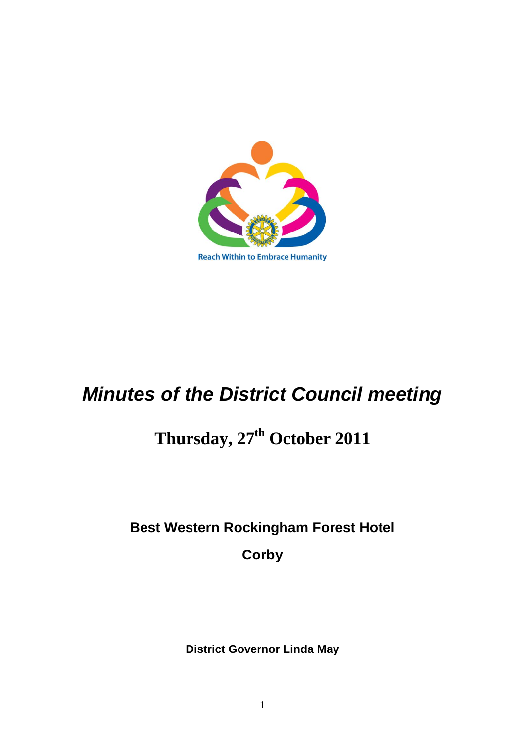Reach Within to Embrace Humanity

# *Minutes of the District Council meeting*

## Thursday, 27th October 2011

**Best Western Rockingham Forest Hotel**

**Corby**

**District Governor Linda May**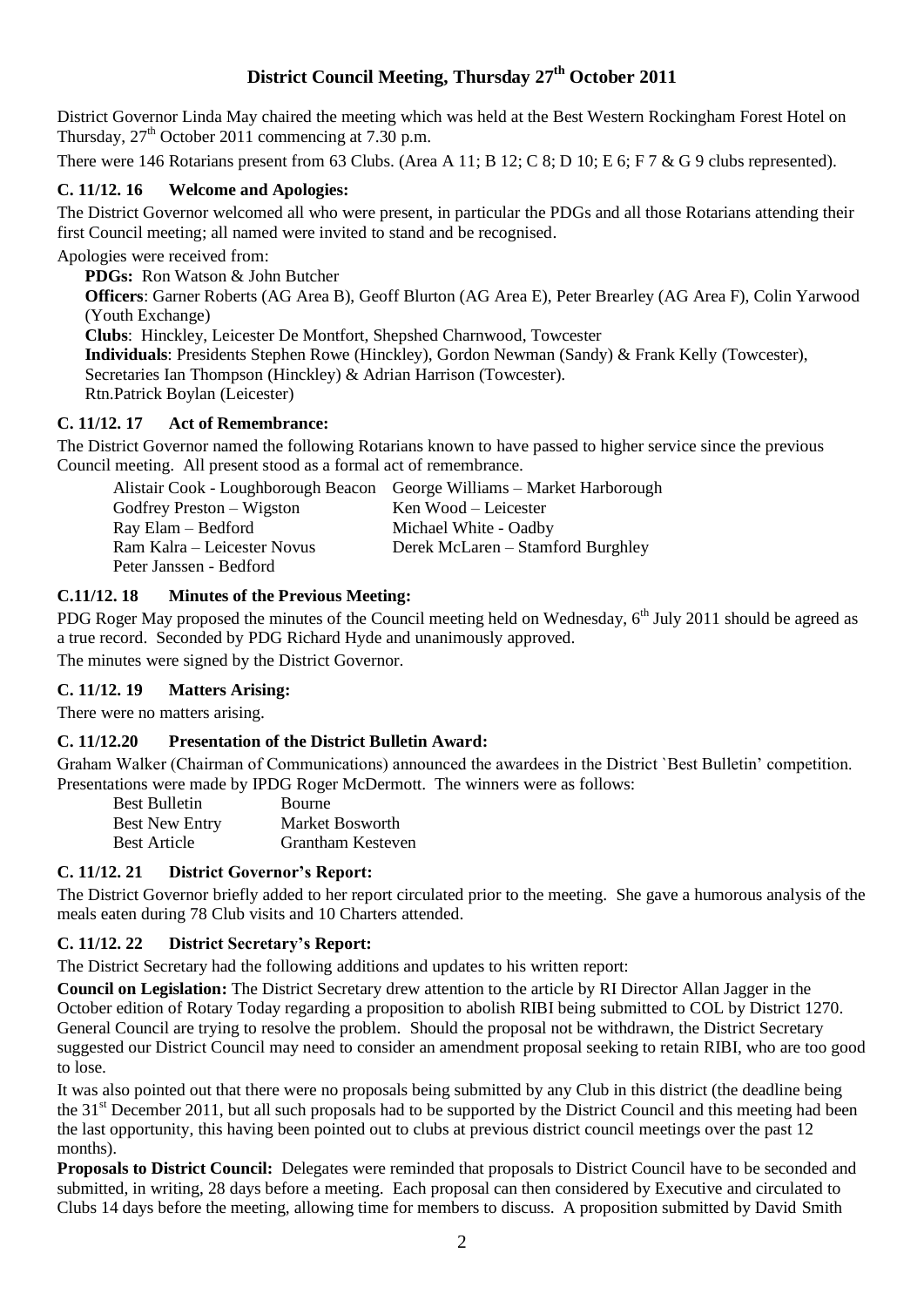# District Council Meeting, Thursday 27th October 2011

District Governor Linda May chaired the meeting which was held at the Best Western Rockingham Forest Hotel on Thursday, 27th October 2011 commencing at 7.30 p.m.

There were 146 Rotarians present from 63 Clubs. (Area A 11; B 12; C 8; D 10; E 6; F 7 & G 9 clubs represented).

### C. 11/12. 16 Welcome and Apologies:

The District Governor welcomed all who were present, in particular the PDGs and all those Rotarians attending their first Council meeting; all named were invited to stand and be recognised.

Apologies were received from:

**PDGs:** Ron Watson & John Butcher
**Officers**: Garner Roberts (AG Area B), Geoff Blurton (AG Area E), Peter Brearley (AG Area F), Colin Yarwood (Youth Exchange)
**Clubs**: Hinckley, Leicester De Montfort, Shepshed Charnwood, Towcester
**Individuals**: Presidents Stephen Rowe (Hinckley), Gordon Newman (Sandy) & Frank Kelly (Towcester), Secretaries Ian Thompson (Hinckley) & Adrian Harrison (Towcester).
Rtn.Patrick Boylan (Leicester)

### C. 11/12. 17 Act of Remembrance:

The District Governor named the following Rotarians known to have passed to higher service since the previous Council meeting. All present stood as a formal act of remembrance.

| | |
|---|---|
| Alistair Cook - Loughborough Beacon | George Williams – Market Harborough |
| Godfrey Preston – Wigston | Ken Wood – Leicester |
| Ray Elam – Bedford | Michael White - Oadby |
| Ram Kalra – Leicester Novus | Derek McLaren – Stamford Burghley |
| Peter Janssen - Bedford | |

### C.11/12. 18 Minutes of the Previous Meeting:

PDG Roger May proposed the minutes of the Council meeting held on Wednesday, 6th July 2011 should be agreed as a true record. Seconded by PDG Richard Hyde and unanimously approved.

The minutes were signed by the District Governor.

### C. 11/12. 19 Matters Arising:

There were no matters arising.

### C. 11/12.20 Presentation of the District Bulletin Award:

Graham Walker (Chairman of Communications) announced the awardees in the District `Best Bulletin' competition. Presentations were made by IPDG Roger McDermott. The winners were as follows:

| | |
|---|---|
| Best Bulletin | Bourne |
| Best New Entry | Market Bosworth |
| Best Article | Grantham Kesteven |

### C. 11/12. 21 District Governor's Report:

The District Governor briefly added to her report circulated prior to the meeting. She gave a humorous analysis of the meals eaten during 78 Club visits and 10 Charters attended.

### C. 11/12. 22 District Secretary's Report:

The District Secretary had the following additions and updates to his written report:

**Council on Legislation:** The District Secretary drew attention to the article by RI Director Allan Jagger in the October edition of Rotary Today regarding a proposition to abolish RIBI being submitted to COL by District 1270. General Council are trying to resolve the problem. Should the proposal not be withdrawn, the District Secretary suggested our District Council may need to consider an amendment proposal seeking to retain RIBI, who are too good to lose.

It was also pointed out that there were no proposals being submitted by any Club in this district (the deadline being the 31st December 2011, but all such proposals had to be supported by the District Council and this meeting had been the last opportunity, this having been pointed out to clubs at previous district council meetings over the past 12 months).

**Proposals to District Council:** Delegates were reminded that proposals to District Council have to be seconded and submitted, in writing, 28 days before a meeting. Each proposal can then considered by Executive and circulated to Clubs 14 days before the meeting, allowing time for members to discuss. A proposition submitted by David Smith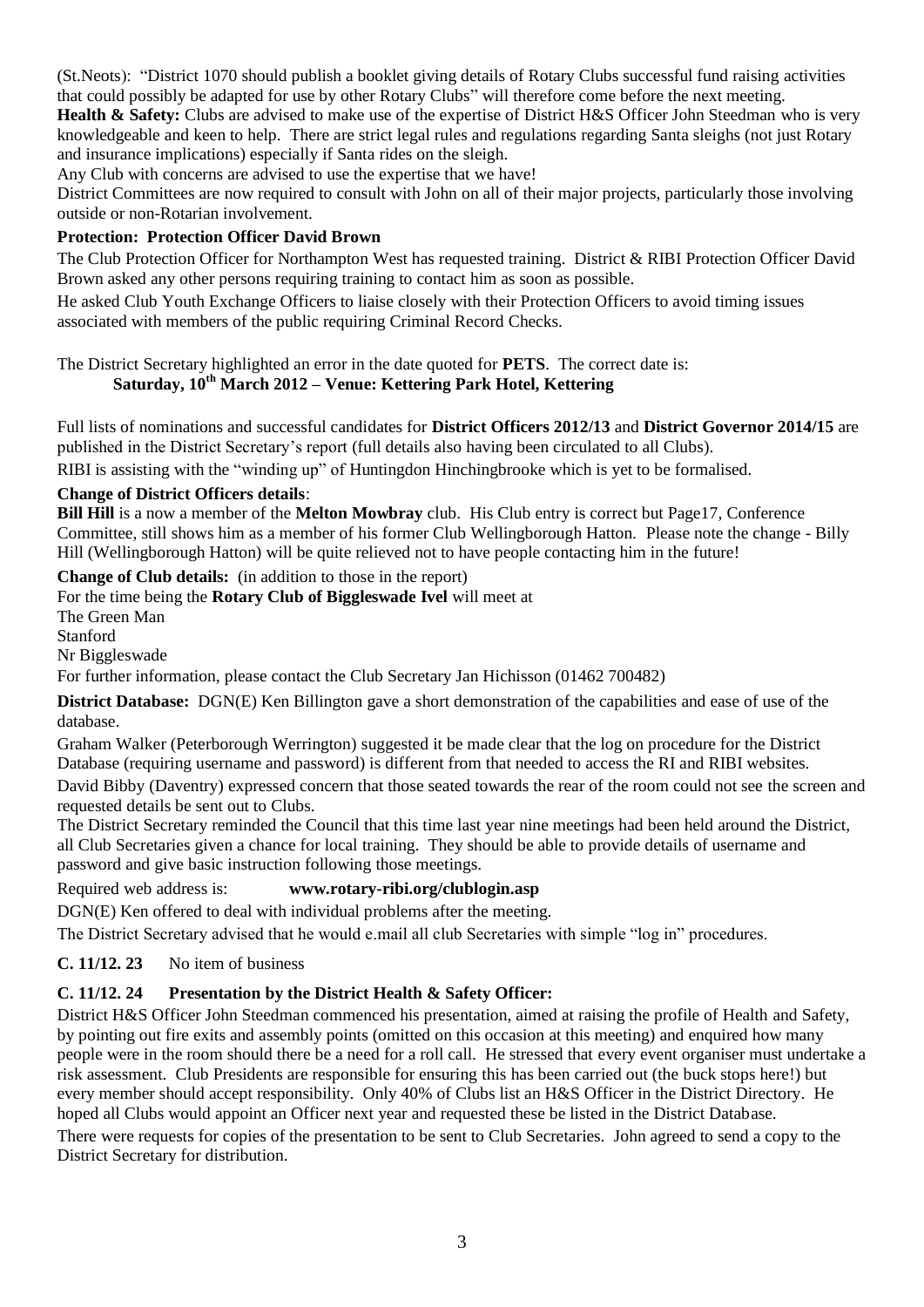(St.Neots): "District 1070 should publish a booklet giving details of Rotary Clubs successful fund raising activities that could possibly be adapted for use by other Rotary Clubs" will therefore come before the next meeting.

**Health & Safety:** Clubs are advised to make use of the expertise of District H&S Officer John Steedman who is very knowledgeable and keen to help. There are strict legal rules and regulations regarding Santa sleighs (not just Rotary and insurance implications) especially if Santa rides on the sleigh.

Any Club with concerns are advised to use the expertise that we have!

District Committees are now required to consult with John on all of their major projects, particularly those involving outside or non-Rotarian involvement.

**Protection: Protection Officer David Brown**

The Club Protection Officer for Northampton West has requested training. District & RIBI Protection Officer David Brown asked any other persons requiring training to contact him as soon as possible.

He asked Club Youth Exchange Officers to liaise closely with their Protection Officers to avoid timing issues associated with members of the public requiring Criminal Record Checks.

The District Secretary highlighted an error in the date quoted for **PETS**. The correct date is:

**Saturday, 10th March 2012 – Venue: Kettering Park Hotel, Kettering**

Full lists of nominations and successful candidates for **District Officers 2012/13** and **District Governor 2014/15** are published in the District Secretary's report (full details also having been circulated to all Clubs).

RIBI is assisting with the "winding up" of Huntingdon Hinchingbrooke which is yet to be formalised.

**Change of District Officers details**:

**Bill Hill** is a now a member of the **Melton Mowbray** club. His Club entry is correct but Page17, Conference Committee, still shows him as a member of his former Club Wellingborough Hatton. Please note the change - Billy Hill (Wellingborough Hatton) will be quite relieved not to have people contacting him in the future!

**Change of Club details:** (in addition to those in the report)

For the time being the **Rotary Club of Biggleswade Ivel** will meet at

The Green Man

Stanford

Nr Biggleswade

For further information, please contact the Club Secretary Jan Hichisson (01462 700482)

**District Database:** DGN(E) Ken Billington gave a short demonstration of the capabilities and ease of use of the database.

Graham Walker (Peterborough Werrington) suggested it be made clear that the log on procedure for the District Database (requiring username and password) is different from that needed to access the RI and RIBI websites.

David Bibby (Daventry) expressed concern that those seated towards the rear of the room could not see the screen and requested details be sent out to Clubs.

The District Secretary reminded the Council that this time last year nine meetings had been held around the District, all Club Secretaries given a chance for local training. They should be able to provide details of username and password and give basic instruction following those meetings.

Required web address is: **www.rotary-ribi.org/clublogin.asp**

DGN(E) Ken offered to deal with individual problems after the meeting.

The District Secretary advised that he would e.mail all club Secretaries with simple "log in" procedures.

**C. 11/12. 23** No item of business

**C. 11/12. 24 Presentation by the District Health & Safety Officer:**

District H&S Officer John Steedman commenced his presentation, aimed at raising the profile of Health and Safety, by pointing out fire exits and assembly points (omitted on this occasion at this meeting) and enquired how many people were in the room should there be a need for a roll call. He stressed that every event organiser must undertake a risk assessment. Club Presidents are responsible for ensuring this has been carried out (the buck stops here!) but every member should accept responsibility. Only 40% of Clubs list an H&S Officer in the District Directory. He hoped all Clubs would appoint an Officer next year and requested these be listed in the District Database.

There were requests for copies of the presentation to be sent to Club Secretaries. John agreed to send a copy to the District Secretary for distribution.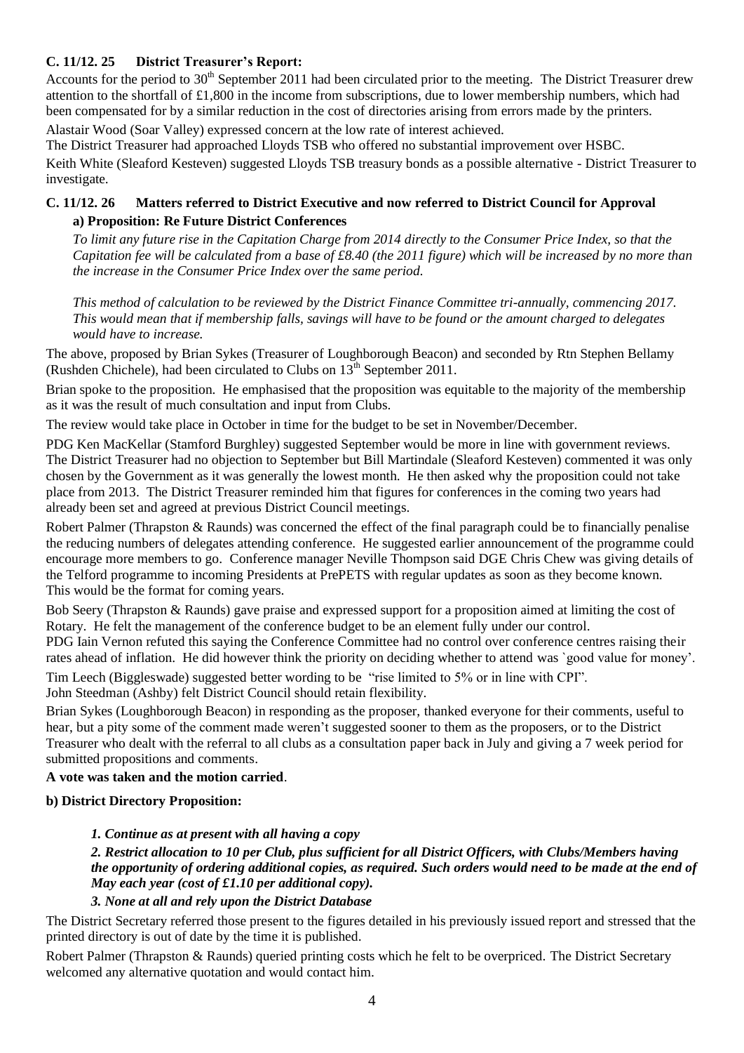### C. 11/12. 25 District Treasurer's Report:

Accounts for the period to 30th September 2011 had been circulated prior to the meeting. The District Treasurer drew attention to the shortfall of £1,800 in the income from subscriptions, due to lower membership numbers, which had been compensated for by a similar reduction in the cost of directories arising from errors made by the printers.

Alastair Wood (Soar Valley) expressed concern at the low rate of interest achieved.

The District Treasurer had approached Lloyds TSB who offered no substantial improvement over HSBC.

Keith White (Sleaford Kesteven) suggested Lloyds TSB treasury bonds as a possible alternative - District Treasurer to investigate.

### C. 11/12. 26 Matters referred to District Executive and now referred to District Council for Approval

**a) Proposition: Re Future District Conferences**

*To limit any future rise in the Capitation Charge from 2014 directly to the Consumer Price Index, so that the Capitation fee will be calculated from a base of £8.40 (the 2011 figure) which will be increased by no more than the increase in the Consumer Price Index over the same period.*

*This method of calculation to be reviewed by the District Finance Committee tri-annually, commencing 2017. This would mean that if membership falls, savings will have to be found or the amount charged to delegates would have to increase.*

The above, proposed by Brian Sykes (Treasurer of Loughborough Beacon) and seconded by Rtn Stephen Bellamy (Rushden Chichele), had been circulated to Clubs on 13th September 2011.

Brian spoke to the proposition. He emphasised that the proposition was equitable to the majority of the membership as it was the result of much consultation and input from Clubs.

The review would take place in October in time for the budget to be set in November/December.

PDG Ken MacKellar (Stamford Burghley) suggested September would be more in line with government reviews. The District Treasurer had no objection to September but Bill Martindale (Sleaford Kesteven) commented it was only chosen by the Government as it was generally the lowest month. He then asked why the proposition could not take place from 2013. The District Treasurer reminded him that figures for conferences in the coming two years had already been set and agreed at previous District Council meetings.

Robert Palmer (Thrapston & Raunds) was concerned the effect of the final paragraph could be to financially penalise the reducing numbers of delegates attending conference. He suggested earlier announcement of the programme could encourage more members to go. Conference manager Neville Thompson said DGE Chris Chew was giving details of the Telford programme to incoming Presidents at PrePETS with regular updates as soon as they become known. This would be the format for coming years.

Bob Seery (Thrapston & Raunds) gave praise and expressed support for a proposition aimed at limiting the cost of Rotary. He felt the management of the conference budget to be an element fully under our control.

PDG Iain Vernon refuted this saying the Conference Committee had no control over conference centres raising their rates ahead of inflation. He did however think the priority on deciding whether to attend was `good value for money'.

Tim Leech (Biggleswade) suggested better wording to be "rise limited to 5% or in line with CPI".

John Steedman (Ashby) felt District Council should retain flexibility.

Brian Sykes (Loughborough Beacon) in responding as the proposer, thanked everyone for their comments, useful to hear, but a pity some of the comment made weren't suggested sooner to them as the proposers, or to the District Treasurer who dealt with the referral to all clubs as a consultation paper back in July and giving a 7 week period for submitted propositions and comments.

**A vote was taken and the motion carried**.

**b) District Directory Proposition:**

***1. Continue as at present with all having a copy***

***2. Restrict allocation to 10 per Club, plus sufficient for all District Officers, with Clubs/Members having the opportunity of ordering additional copies, as required. Such orders would need to be made at the end of May each year (cost of £1.10 per additional copy).***

***3. None at all and rely upon the District Database***

The District Secretary referred those present to the figures detailed in his previously issued report and stressed that the printed directory is out of date by the time it is published.

Robert Palmer (Thrapston & Raunds) queried printing costs which he felt to be overpriced. The District Secretary welcomed any alternative quotation and would contact him.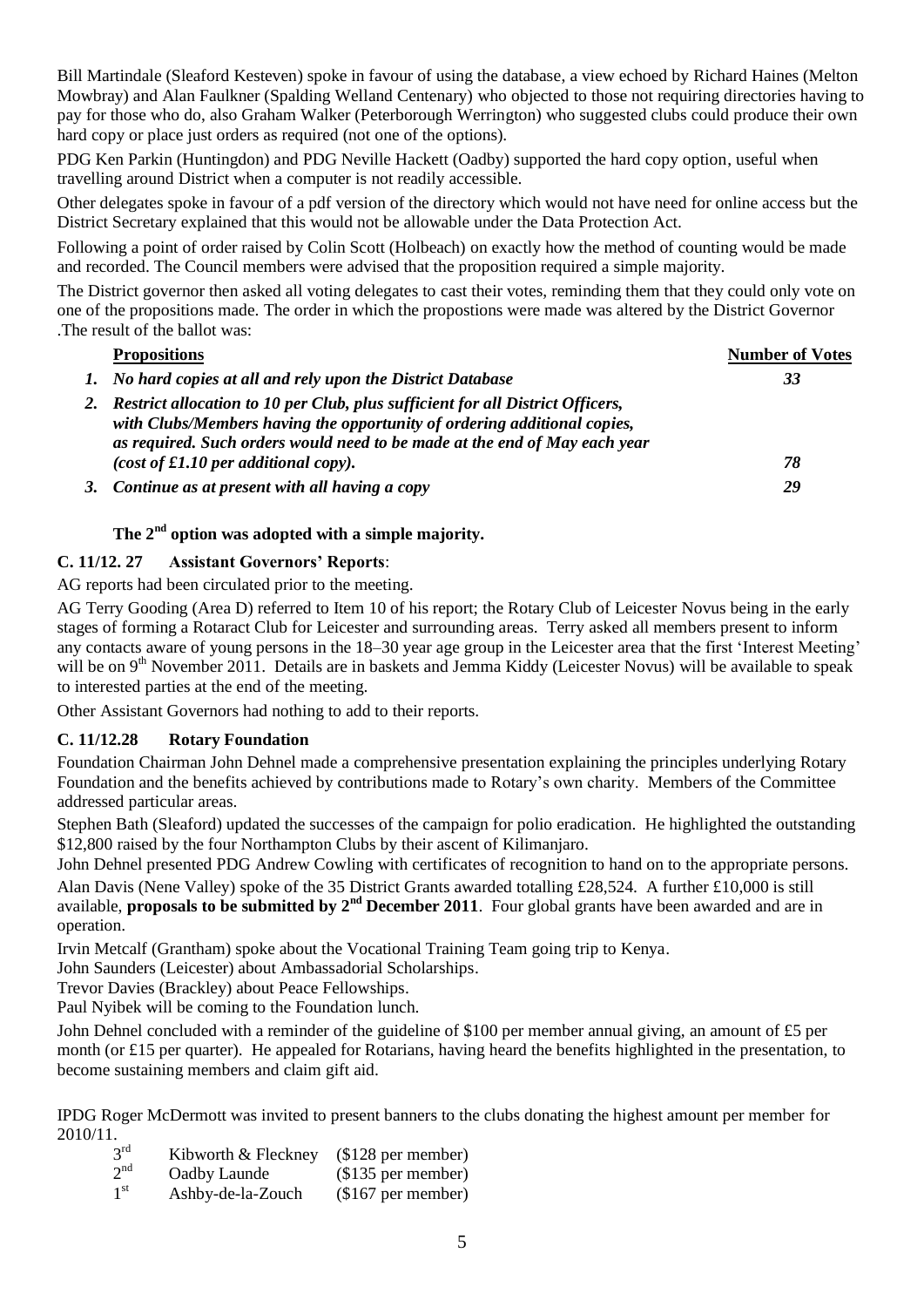Bill Martindale (Sleaford Kesteven) spoke in favour of using the database, a view echoed by Richard Haines (Melton Mowbray) and Alan Faulkner (Spalding Welland Centenary) who objected to those not requiring directories having to pay for those who do, also Graham Walker (Peterborough Werrington) who suggested clubs could produce their own hard copy or place just orders as required (not one of the options).

PDG Ken Parkin (Huntingdon) and PDG Neville Hackett (Oadby) supported the hard copy option, useful when travelling around District when a computer is not readily accessible.

Other delegates spoke in favour of a pdf version of the directory which would not have need for online access but the District Secretary explained that this would not be allowable under the Data Protection Act.

Following a point of order raised by Colin Scott (Holbeach) on exactly how the method of counting would be made and recorded. The Council members were advised that the proposition required a simple majority.

The District governor then asked all voting delegates to cast their votes, reminding them that they could only vote on one of the propositions made. The order in which the propostions were made was altered by the District Governor .The result of the ballot was:

| **Propositions** | **Number of Votes** |
|---|---|
| *1. No hard copies at all and rely upon the District Database* | *33* |
| *2. Restrict allocation to 10 per Club, plus sufficient for all District Officers, with Clubs/Members having the opportunity of ordering additional copies, as required. Such orders would need to be made at the end of May each year (cost of £1.10 per additional copy).* | *78* |
| *3. Continue as at present with all having a copy* | *29* |

**The 2nd option was adopted with a simple majority.**

**C. 11/12. 27 Assistant Governors' Reports**:

AG reports had been circulated prior to the meeting.

AG Terry Gooding (Area D) referred to Item 10 of his report; the Rotary Club of Leicester Novus being in the early stages of forming a Rotaract Club for Leicester and surrounding areas. Terry asked all members present to inform any contacts aware of young persons in the 18–30 year age group in the Leicester area that the first 'Interest Meeting' will be on 9th November 2011. Details are in baskets and Jemma Kiddy (Leicester Novus) will be available to speak to interested parties at the end of the meeting.

Other Assistant Governors had nothing to add to their reports.

**C. 11/12.28 Rotary Foundation**

Foundation Chairman John Dehnel made a comprehensive presentation explaining the principles underlying Rotary Foundation and the benefits achieved by contributions made to Rotary's own charity. Members of the Committee addressed particular areas.

Stephen Bath (Sleaford) updated the successes of the campaign for polio eradication. He highlighted the outstanding $12,800 raised by the four Northampton Clubs by their ascent of Kilimanjaro.

John Dehnel presented PDG Andrew Cowling with certificates of recognition to hand on to the appropriate persons.

Alan Davis (Nene Valley) spoke of the 35 District Grants awarded totalling £28,524. A further £10,000 is still available, **proposals to be submitted by 2nd December 2011**. Four global grants have been awarded and are in operation.

Irvin Metcalf (Grantham) spoke about the Vocational Training Team going trip to Kenya.

John Saunders (Leicester) about Ambassadorial Scholarships.

Trevor Davies (Brackley) about Peace Fellowships.

Paul Nyibek will be coming to the Foundation lunch.

John Dehnel concluded with a reminder of the guideline of $100 per member annual giving, an amount of £5 per month (or £15 per quarter). He appealed for Rotarians, having heard the benefits highlighted in the presentation, to become sustaining members and claim gift aid.

IPDG Roger McDermott was invited to present banners to the clubs donating the highest amount per member for 2010/11.

| | | |
|---|---|---|
| 3rd | Kibworth & Fleckney | ($128 per member) |
| 2nd | Oadby Launde | ($135 per member) |
| 1st | Ashby-de-la-Zouch | ($167 per member) |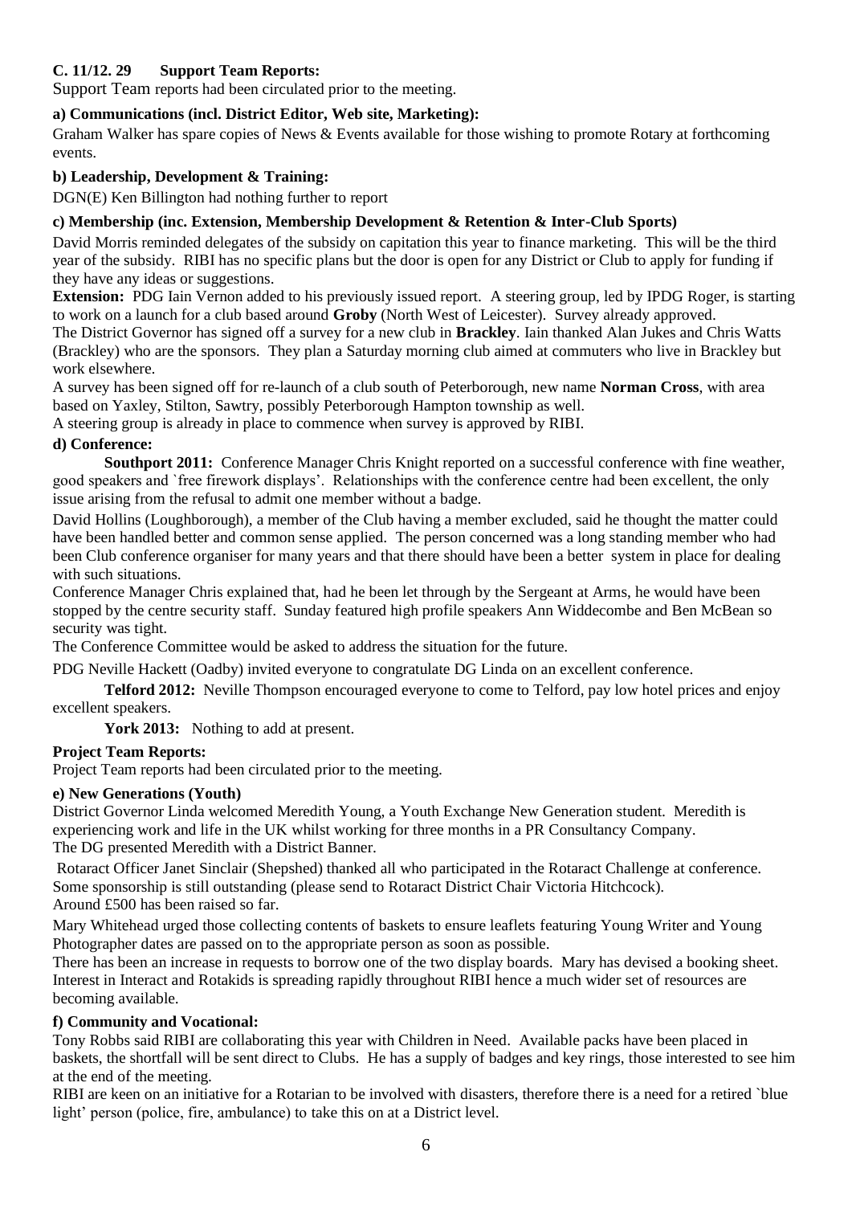**C. 11/12. 29 Support Team Reports:**

Support Team reports had been circulated prior to the meeting.

**a) Communications (incl. District Editor, Web site, Marketing):**

Graham Walker has spare copies of News & Events available for those wishing to promote Rotary at forthcoming events.

**b) Leadership, Development & Training:**

DGN(E) Ken Billington had nothing further to report

**c) Membership (inc. Extension, Membership Development & Retention & Inter-Club Sports)**

David Morris reminded delegates of the subsidy on capitation this year to finance marketing. This will be the third year of the subsidy. RIBI has no specific plans but the door is open for any District or Club to apply for funding if they have any ideas or suggestions.

**Extension:** PDG Iain Vernon added to his previously issued report. A steering group, led by IPDG Roger, is starting to work on a launch for a club based around **Groby** (North West of Leicester). Survey already approved.

The District Governor has signed off a survey for a new club in **Brackley**. Iain thanked Alan Jukes and Chris Watts (Brackley) who are the sponsors. They plan a Saturday morning club aimed at commuters who live in Brackley but work elsewhere.

A survey has been signed off for re-launch of a club south of Peterborough, new name **Norman Cross**, with area based on Yaxley, Stilton, Sawtry, possibly Peterborough Hampton township as well.

A steering group is already in place to commence when survey is approved by RIBI.

**d) Conference:**

**Southport 2011:** Conference Manager Chris Knight reported on a successful conference with fine weather, good speakers and `free firework displays'. Relationships with the conference centre had been excellent, the only issue arising from the refusal to admit one member without a badge.

David Hollins (Loughborough), a member of the Club having a member excluded, said he thought the matter could have been handled better and common sense applied. The person concerned was a long standing member who had been Club conference organiser for many years and that there should have been a better system in place for dealing with such situations.

Conference Manager Chris explained that, had he been let through by the Sergeant at Arms, he would have been stopped by the centre security staff. Sunday featured high profile speakers Ann Widdecombe and Ben McBean so security was tight.

The Conference Committee would be asked to address the situation for the future.

PDG Neville Hackett (Oadby) invited everyone to congratulate DG Linda on an excellent conference.

**Telford 2012:** Neville Thompson encouraged everyone to come to Telford, pay low hotel prices and enjoy excellent speakers.

**York 2013:** Nothing to add at present.

**Project Team Reports:**

Project Team reports had been circulated prior to the meeting.

**e) New Generations (Youth)**

District Governor Linda welcomed Meredith Young, a Youth Exchange New Generation student. Meredith is experiencing work and life in the UK whilst working for three months in a PR Consultancy Company.

The DG presented Meredith with a District Banner.

Rotaract Officer Janet Sinclair (Shepshed) thanked all who participated in the Rotaract Challenge at conference. Some sponsorship is still outstanding (please send to Rotaract District Chair Victoria Hitchcock).

Around £500 has been raised so far.

Mary Whitehead urged those collecting contents of baskets to ensure leaflets featuring Young Writer and Young Photographer dates are passed on to the appropriate person as soon as possible.

There has been an increase in requests to borrow one of the two display boards. Mary has devised a booking sheet. Interest in Interact and Rotakids is spreading rapidly throughout RIBI hence a much wider set of resources are becoming available.

**f) Community and Vocational:**

Tony Robbs said RIBI are collaborating this year with Children in Need. Available packs have been placed in baskets, the shortfall will be sent direct to Clubs. He has a supply of badges and key rings, those interested to see him at the end of the meeting.

RIBI are keen on an initiative for a Rotarian to be involved with disasters, therefore there is a need for a retired `blue light' person (police, fire, ambulance) to take this on at a District level.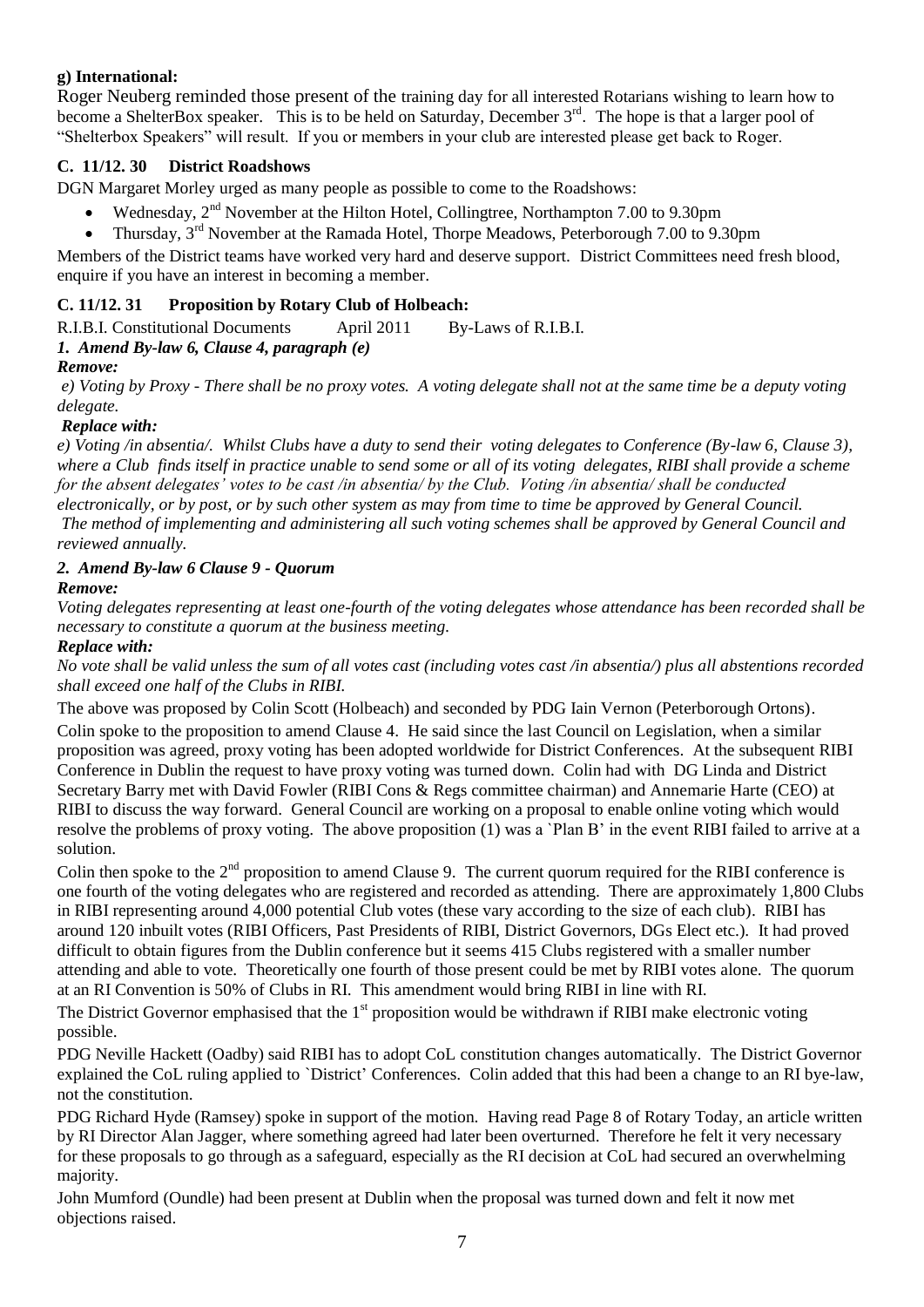**g) International:**

Roger Neuberg reminded those present of the training day for all interested Rotarians wishing to learn how to become a ShelterBox speaker. This is to be held on Saturday, December 3rd. The hope is that a larger pool of "Shelterbox Speakers" will result. If you or members in your club are interested please get back to Roger.

### C. 11/12. 30 District Roadshows

DGN Margaret Morley urged as many people as possible to come to the Roadshows:

- Wednesday, 2nd November at the Hilton Hotel, Collingtree, Northampton 7.00 to 9.30pm
- Thursday, 3rd November at the Ramada Hotel, Thorpe Meadows, Peterborough 7.00 to 9.30pm

Members of the District teams have worked very hard and deserve support. District Committees need fresh blood, enquire if you have an interest in becoming a member.

### C. 11/12. 31 Proposition by Rotary Club of Holbeach:

R.I.B.I. Constitutional Documents April 2011 By-Laws of R.I.B.I.

***1. Amend By-law 6, Clause 4, paragraph (e)***

***Remove:***

*e) Voting by Proxy - There shall be no proxy votes. A voting delegate shall not at the same time be a deputy voting delegate.*

***Replace with:***

*e) Voting /in absentia/. Whilst Clubs have a duty to send their voting delegates to Conference (By-law 6, Clause 3), where a Club finds itself in practice unable to send some or all of its voting delegates, RIBI shall provide a scheme for the absent delegates' votes to be cast /in absentia/ by the Club. Voting /in absentia/ shall be conducted electronically, or by post, or by such other system as may from time to time be approved by General Council. The method of implementing and administering all such voting schemes shall be approved by General Council and reviewed annually.*

***2. Amend By-law 6 Clause 9 - Quorum***

***Remove:***

*Voting delegates representing at least one-fourth of the voting delegates whose attendance has been recorded shall be necessary to constitute a quorum at the business meeting.*

***Replace with:***

*No vote shall be valid unless the sum of all votes cast (including votes cast /in absentia/) plus all abstentions recorded shall exceed one half of the Clubs in RIBI.*

The above was proposed by Colin Scott (Holbeach) and seconded by PDG Iain Vernon (Peterborough Ortons).

Colin spoke to the proposition to amend Clause 4. He said since the last Council on Legislation, when a similar proposition was agreed, proxy voting has been adopted worldwide for District Conferences. At the subsequent RIBI Conference in Dublin the request to have proxy voting was turned down. Colin had with DG Linda and District Secretary Barry met with David Fowler (RIBI Cons & Regs committee chairman) and Annemarie Harte (CEO) at RIBI to discuss the way forward. General Council are working on a proposal to enable online voting which would resolve the problems of proxy voting. The above proposition (1) was a `Plan B' in the event RIBI failed to arrive at a solution.

Colin then spoke to the 2nd proposition to amend Clause 9. The current quorum required for the RIBI conference is one fourth of the voting delegates who are registered and recorded as attending. There are approximately 1,800 Clubs in RIBI representing around 4,000 potential Club votes (these vary according to the size of each club). RIBI has around 120 inbuilt votes (RIBI Officers, Past Presidents of RIBI, District Governors, DGs Elect etc.). It had proved difficult to obtain figures from the Dublin conference but it seems 415 Clubs registered with a smaller number attending and able to vote. Theoretically one fourth of those present could be met by RIBI votes alone. The quorum at an RI Convention is 50% of Clubs in RI. This amendment would bring RIBI in line with RI.

The District Governor emphasised that the 1st proposition would be withdrawn if RIBI make electronic voting possible.

PDG Neville Hackett (Oadby) said RIBI has to adopt CoL constitution changes automatically. The District Governor explained the CoL ruling applied to `District' Conferences. Colin added that this had been a change to an RI bye-law, not the constitution.

PDG Richard Hyde (Ramsey) spoke in support of the motion. Having read Page 8 of Rotary Today, an article written by RI Director Alan Jagger, where something agreed had later been overturned. Therefore he felt it very necessary for these proposals to go through as a safeguard, especially as the RI decision at CoL had secured an overwhelming majority.

John Mumford (Oundle) had been present at Dublin when the proposal was turned down and felt it now met objections raised.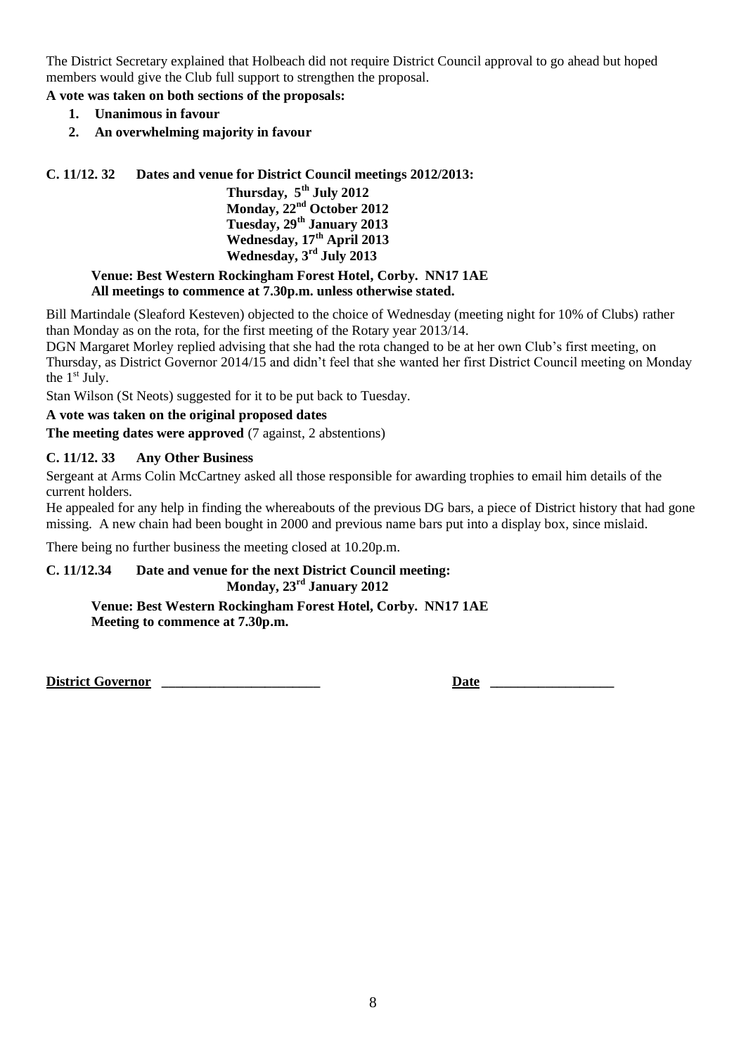The District Secretary explained that Holbeach did not require District Council approval to go ahead but hoped members would give the Club full support to strengthen the proposal.

**A vote was taken on both sections of the proposals:**

1. **Unanimous in favour**
2. **An overwhelming majority in favour**

**C. 11/12. 32 Dates and venue for District Council meetings 2012/2013:**

**Thursday, 5th July 2012**
**Monday, 22nd October 2012**
**Tuesday, 29th January 2013**
**Wednesday, 17th April 2013**
**Wednesday, 3rd July 2013**

**Venue: Best Western Rockingham Forest Hotel, Corby. NN17 1AE**
**All meetings to commence at 7.30p.m. unless otherwise stated.**

Bill Martindale (Sleaford Kesteven) objected to the choice of Wednesday (meeting night for 10% of Clubs) rather than Monday as on the rota, for the first meeting of the Rotary year 2013/14.

DGN Margaret Morley replied advising that she had the rota changed to be at her own Club's first meeting, on Thursday, as District Governor 2014/15 and didn't feel that she wanted her first District Council meeting on Monday the 1st July.

Stan Wilson (St Neots) suggested for it to be put back to Tuesday.

**A vote was taken on the original proposed dates**

**The meeting dates were approved** (7 against, 2 abstentions)

**C. 11/12. 33 Any Other Business**

Sergeant at Arms Colin McCartney asked all those responsible for awarding trophies to email him details of the current holders.

He appealed for any help in finding the whereabouts of the previous DG bars, a piece of District history that had gone missing. A new chain had been bought in 2000 and previous name bars put into a display box, since mislaid.

There being no further business the meeting closed at 10.20p.m.

**C. 11/12.34 Date and venue for the next District Council meeting:**
**Monday, 23rd January 2012**

**Venue: Best Western Rockingham Forest Hotel, Corby. NN17 1AE**
**Meeting to commence at 7.30p.m.**

**District Governor** _______________________ **Date** __________________